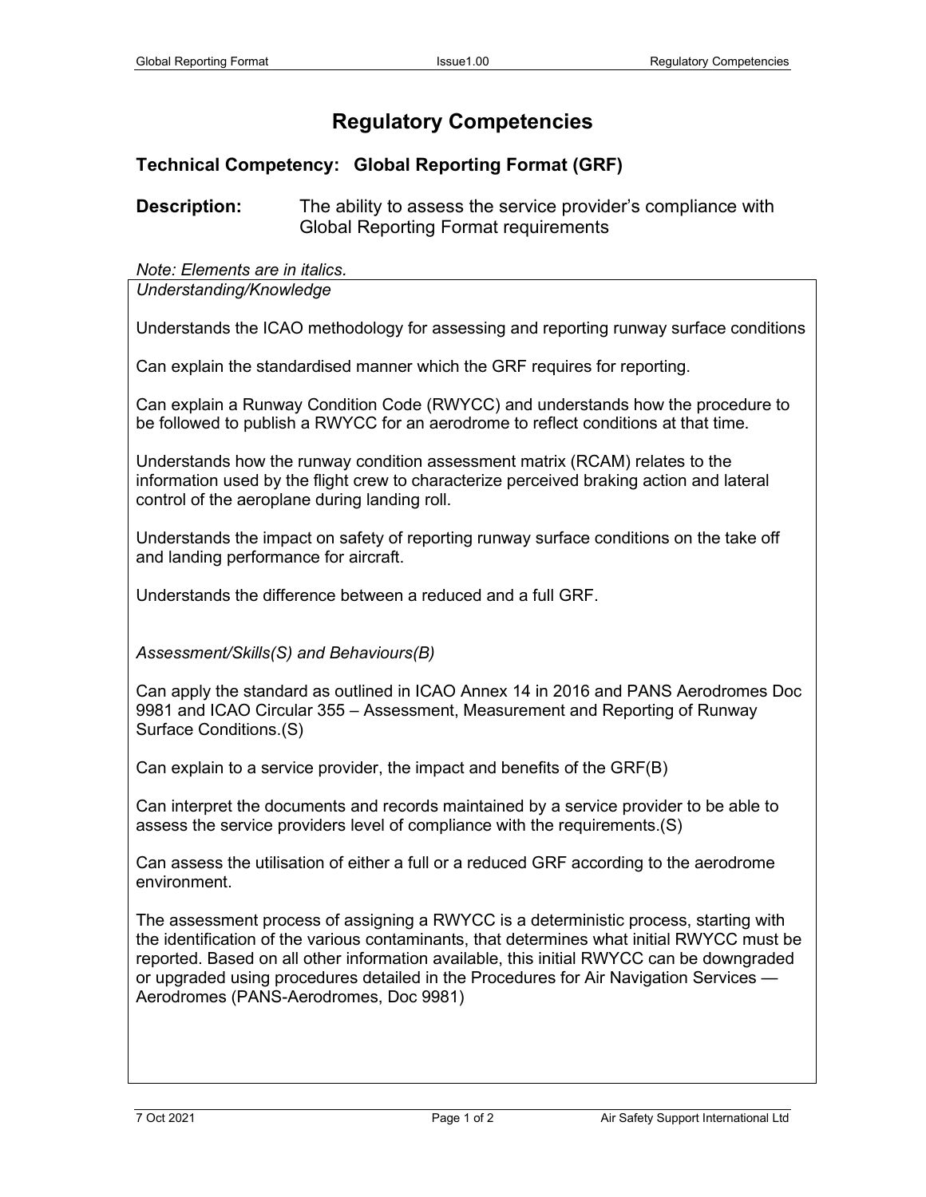# Regulatory Competencies

## Technical Competency: Global Reporting Format (GRF)

**Description:** The ability to assess the service provider's compliance with Global Reporting Format requirements

*Note: Elements are in italics.*

*Understanding/Knowledge*

Understands the ICAO methodology for assessing and reporting runway surface conditions

Can explain the standardised manner which the GRF requires for reporting.

Can explain a Runway Condition Code (RWYCC) and understands how the procedure to be followed to publish a RWYCC for an aerodrome to reflect conditions at that time.

Understands how the runway condition assessment matrix (RCAM) relates to the information used by the flight crew to characterize perceived braking action and lateral control of the aeroplane during landing roll.

Understands the impact on safety of reporting runway surface conditions on the take off and landing performance for aircraft.

Understands the difference between a reduced and a full GRF.

*Assessment/Skills(S) and Behaviours(B)*

Can apply the standard as outlined in ICAO Annex 14 in 2016 and PANS Aerodromes Doc 9981 and ICAO Circular 355 – Assessment, Measurement and Reporting of Runway Surface Conditions.(S)

Can explain to a service provider, the impact and benefits of the GRF(B)

Can interpret the documents and records maintained by a service provider to be able to assess the service providers level of compliance with the requirements.(S)

Can assess the utilisation of either a full or a reduced GRF according to the aerodrome environment.

The assessment process of assigning a RWYCC is a deterministic process, starting with the identification of the various contaminants, that determines what initial RWYCC must be reported. Based on all other information available, this initial RWYCC can be downgraded or upgraded using procedures detailed in the Procedures for Air Navigation Services — Aerodromes (PANS-Aerodromes, Doc 9981)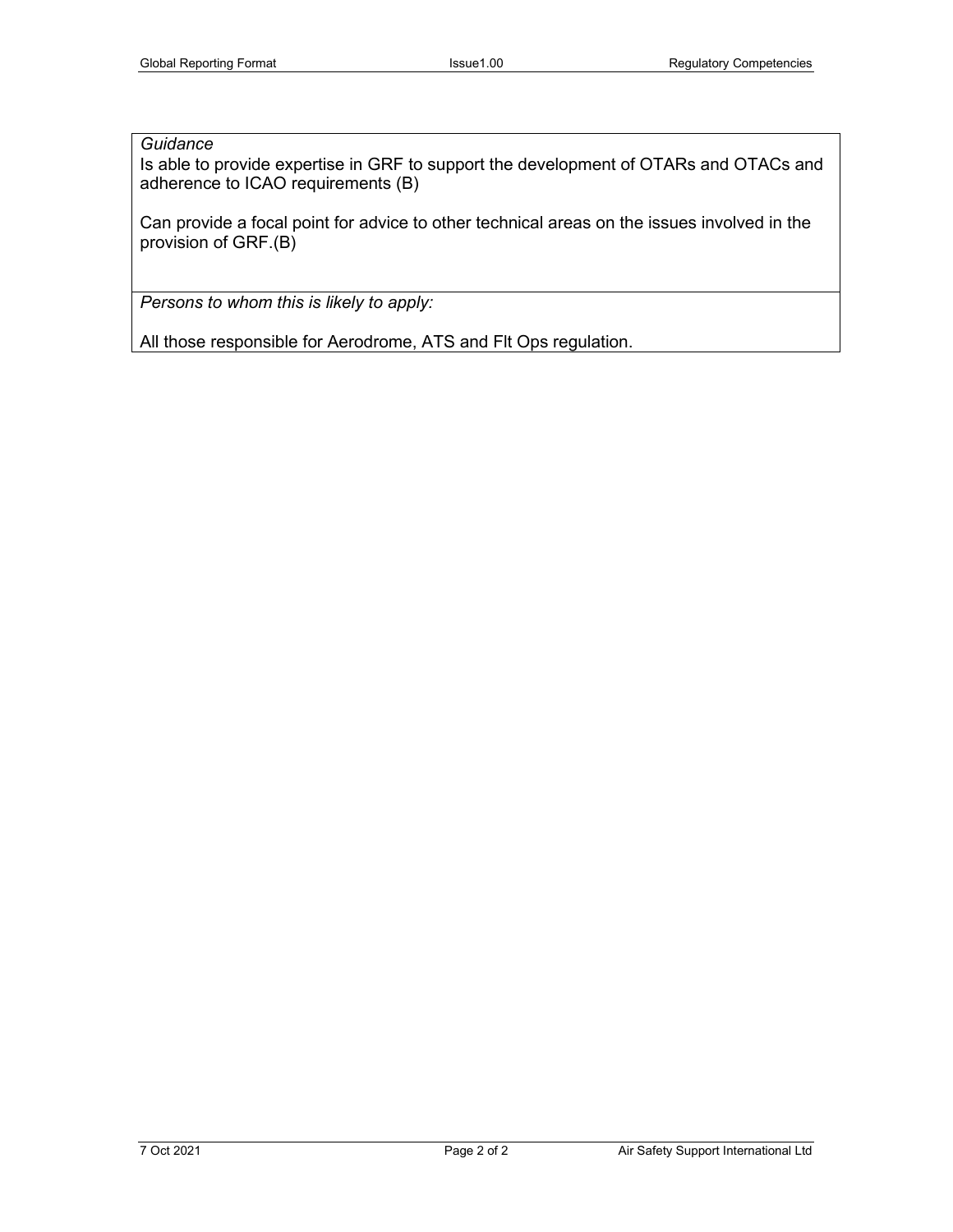*Guidance*

Is able to provide expertise in GRF to support the development of OTARs and OTACs and adherence to ICAO requirements (B)

Can provide a focal point for advice to other technical areas on the issues involved in the provision of GRF.(B)

*Persons to whom this is likely to apply:*

All those responsible for Aerodrome, ATS and Flt Ops regulation.